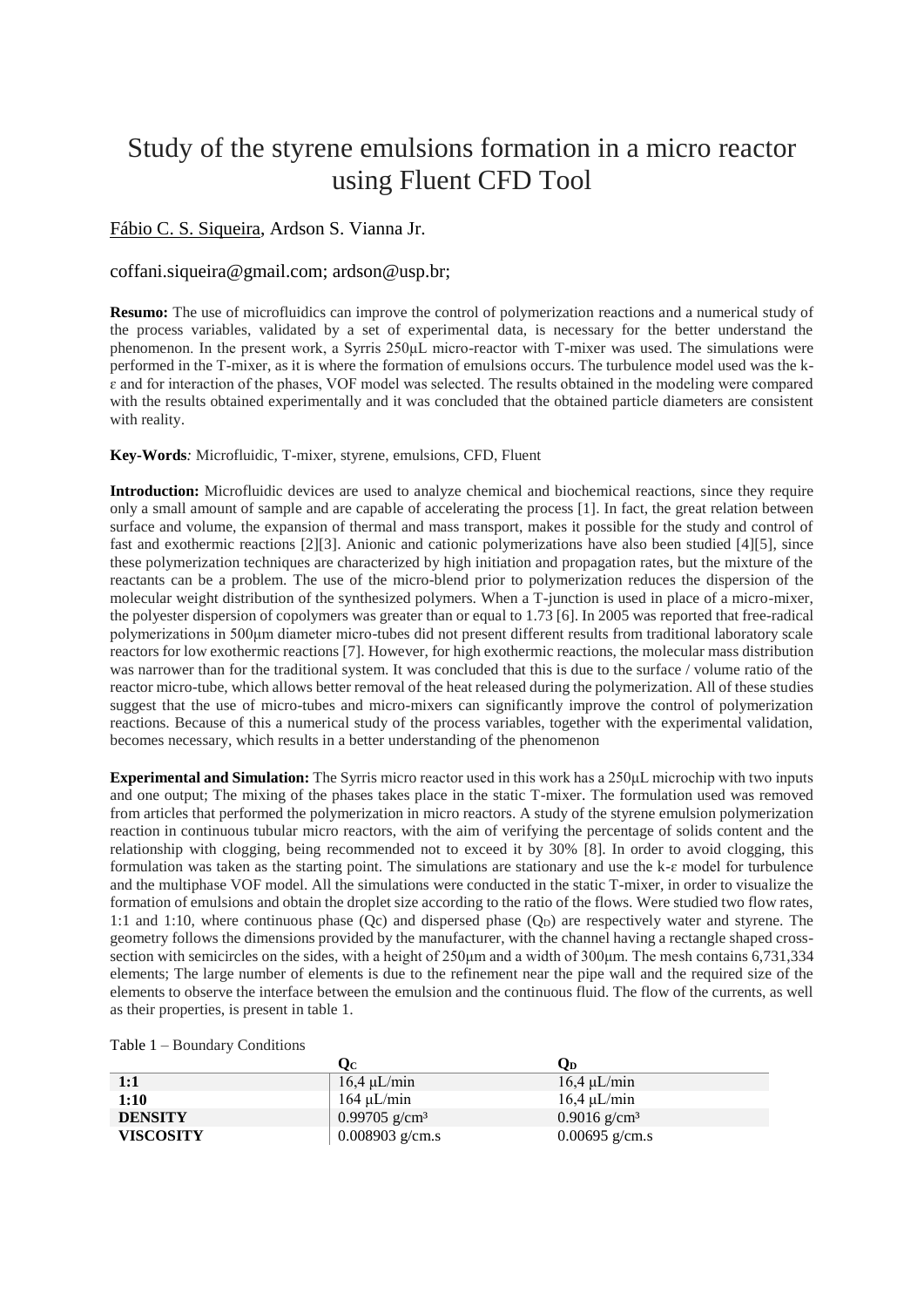# Study of the styrene emulsions formation in a micro reactor using Fluent CFD Tool

Fábio C. S. Siqueira, Ardson S. Vianna Jr.

coffani.siqueira@gmail.com; ardson@usp.br;

**Resumo:** The use of microfluidics can improve the control of polymerization reactions and a numerical study of the process variables, validated by a set of experimental data, is necessary for the better understand the phenomenon. In the present work, a Syrris 250μL micro-reactor with T-mixer was used. The simulations were performed in the T-mixer, as it is where the formation of emulsions occurs. The turbulence model used was the k-ε and for interaction of the phases, VOF model was selected. The results obtained in the modeling were compared with the results obtained experimentally and it was concluded that the obtained particle diameters are consistent with reality.

**Key-Words***:* Microfluidic, T-mixer, styrene, emulsions, CFD, Fluent

**Introduction:** Microfluidic devices are used to analyze chemical and biochemical reactions, since they require only a small amount of sample and are capable of accelerating the process [1]. In fact, the great relation between surface and volume, the expansion of thermal and mass transport, makes it possible for the study and control of fast and exothermic reactions [2][3]. Anionic and cationic polymerizations have also been studied [4][5], since these polymerization techniques are characterized by high initiation and propagation rates, but the mixture of the reactants can be a problem. The use of the micro-blend prior to polymerization reduces the dispersion of the molecular weight distribution of the synthesized polymers. When a T-junction is used in place of a micro-mixer, the polyester dispersion of copolymers was greater than or equal to 1.73 [6]. In 2005 was reported that free-radical polymerizations in 500μm diameter micro-tubes did not present different results from traditional laboratory scale reactors for low exothermic reactions [7]. However, for high exothermic reactions, the molecular mass distribution was narrower than for the traditional system. It was concluded that this is due to the surface / volume ratio of the reactor micro-tube, which allows better removal of the heat released during the polymerization. All of these studies suggest that the use of micro-tubes and micro-mixers can significantly improve the control of polymerization reactions. Because of this a numerical study of the process variables, together with the experimental validation, becomes necessary, which results in a better understanding of the phenomenon

**Experimental and Simulation:** The Syrris micro reactor used in this work has a 250μL microchip with two inputs and one output; The mixing of the phases takes place in the static T-mixer. The formulation used was removed from articles that performed the polymerization in micro reactors. A study of the styrene emulsion polymerization reaction in continuous tubular micro reactors, with the aim of verifying the percentage of solids content and the relationship with clogging, being recommended not to exceed it by 30% [8]. In order to avoid clogging, this formulation was taken as the starting point. The simulations are stationary and use the k-ε model for turbulence and the multiphase VOF model. All the simulations were conducted in the static T-mixer, in order to visualize the formation of emulsions and obtain the droplet size according to the ratio of the flows. Were studied two flow rates, 1:1 and 1:10, where continuous phase ($Q_C$) and dispersed phase ($Q_D$) are respectively water and styrene. The geometry follows the dimensions provided by the manufacturer, with the channel having a rectangle shaped cross-section with semicircles on the sides, with a height of 250μm and a width of 300μm. The mesh contains 6,731,334 elements; The large number of elements is due to the refinement near the pipe wall and the required size of the elements to observe the interface between the emulsion and the continuous fluid. The flow of the currents, as well as their properties, is present in table 1.

Table 1 – Boundary Conditions

| | $Q_C$ | $Q_D$ |
|---|---|---|
| **1:1** | 16,4 μL/min | 16,4 μL/min |
| **1:10** | 164 μL/min | 16,4 μL/min |
| **DENSITY** | 0.99705 g/cm³ | 0.9016 g/cm³ |
| **VISCOSITY** | 0.008903 g/cm.s | 0.00695 g/cm.s |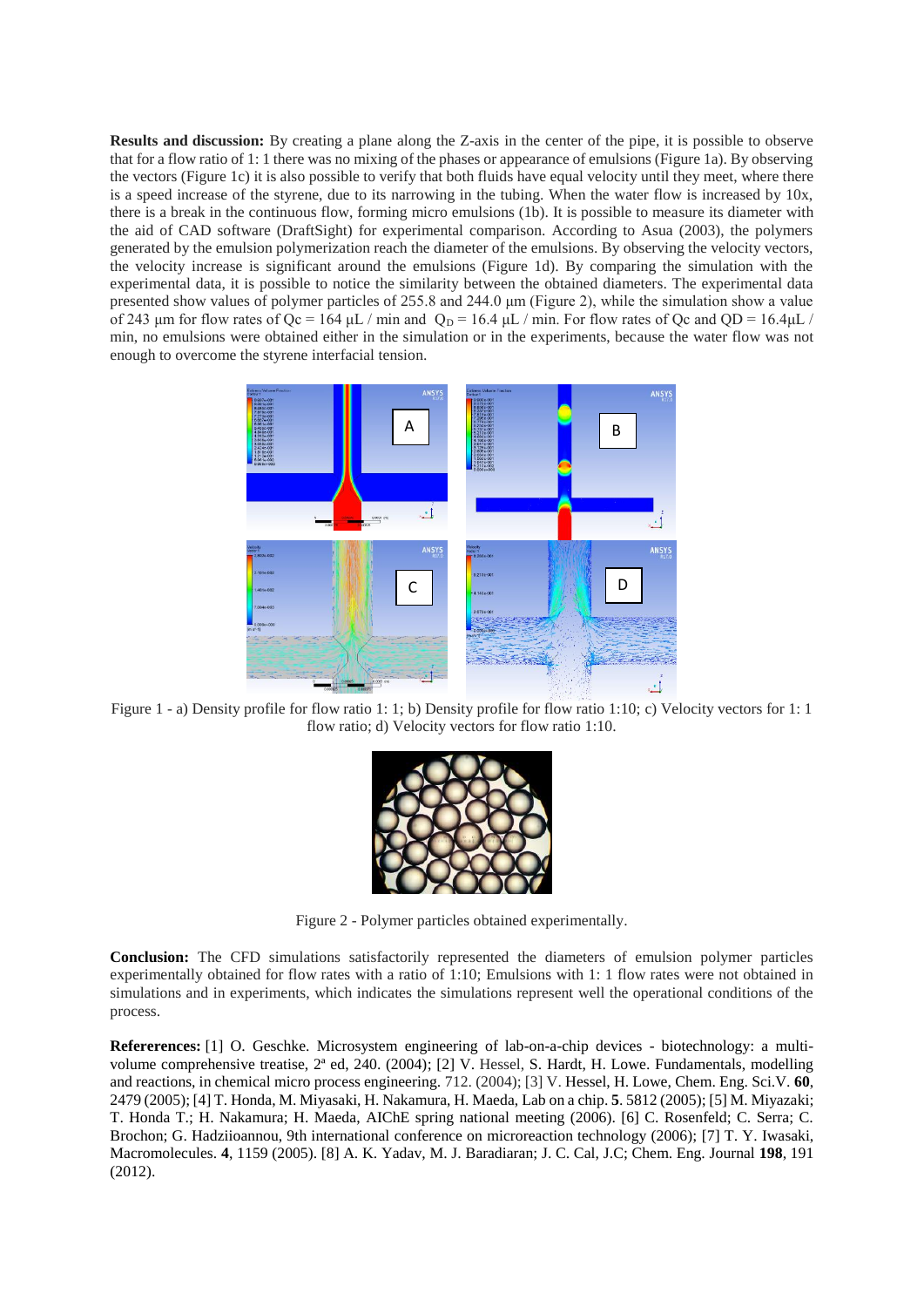**Results and discussion:** By creating a plane along the Z-axis in the center of the pipe, it is possible to observe that for a flow ratio of 1: 1 there was no mixing of the phases or appearance of emulsions (Figure 1a). By observing the vectors (Figure 1c) it is also possible to verify that both fluids have equal velocity until they meet, where there is a speed increase of the styrene, due to its narrowing in the tubing. When the water flow is increased by 10x, there is a break in the continuous flow, forming micro emulsions (1b). It is possible to measure its diameter with the aid of CAD software (DraftSight) for experimental comparison. According to Asua (2003), the polymers generated by the emulsion polymerization reach the diameter of the emulsions. By observing the velocity vectors, the velocity increase is significant around the emulsions (Figure 1d). By comparing the simulation with the experimental data, it is possible to notice the similarity between the obtained diameters. The experimental data presented show values of polymer particles of 255.8 and 244.0 μm (Figure 2), while the simulation show a value of 243 μm for flow rates of Qc = 164 μL / min and $Q_D$ = 16.4 μL / min. For flow rates of Qc and QD = 16.4μL / min, no emulsions were obtained either in the simulation or in the experiments, because the water flow was not enough to overcome the styrene interfacial tension.

Figure 1 - a) Density profile for flow ratio 1: 1; b) Density profile for flow ratio 1:10; c) Velocity vectors for 1: 1 flow ratio; d) Velocity vectors for flow ratio 1:10.

Figure 2 - Polymer particles obtained experimentally.

**Conclusion:** The CFD simulations satisfactorily represented the diameters of emulsion polymer particles experimentally obtained for flow rates with a ratio of 1:10; Emulsions with 1: 1 flow rates were not obtained in simulations and in experiments, which indicates the simulations represent well the operational conditions of the process.

**Refereences:** [1] O. Geschke. Microsystem engineering of lab-on-a-chip devices - biotechnology: a multi-volume comprehensive treatise, 2ª ed, 240. (2004); [2] V. Hessel, S. Hardt, H. Lowe. Fundamentals, modelling and reactions, in chemical micro process engineering. 712. (2004); [3] V. Hessel, H. Lowe, Chem. Eng. Sci.V. **60**, 2479 (2005); [4] T. Honda, M. Miyasaki, H. Nakamura, H. Maeda, Lab on a chip. **5**. 5812 (2005); [5] M. Miyazaki; T. Honda T.; H. Nakamura; H. Maeda, AIChE spring national meeting (2006). [6] C. Rosenfeld; C. Serra; C. Brochon; G. Hadziioannou, 9th international conference on microreaction technology (2006); [7] T. Y. Iwasaki, Macromolecules. **4**, 1159 (2005). [8] A. K. Yadav, M. J. Baradiaran; J. C. Cal, J.C; Chem. Eng. Journal **198**, 191 (2012).